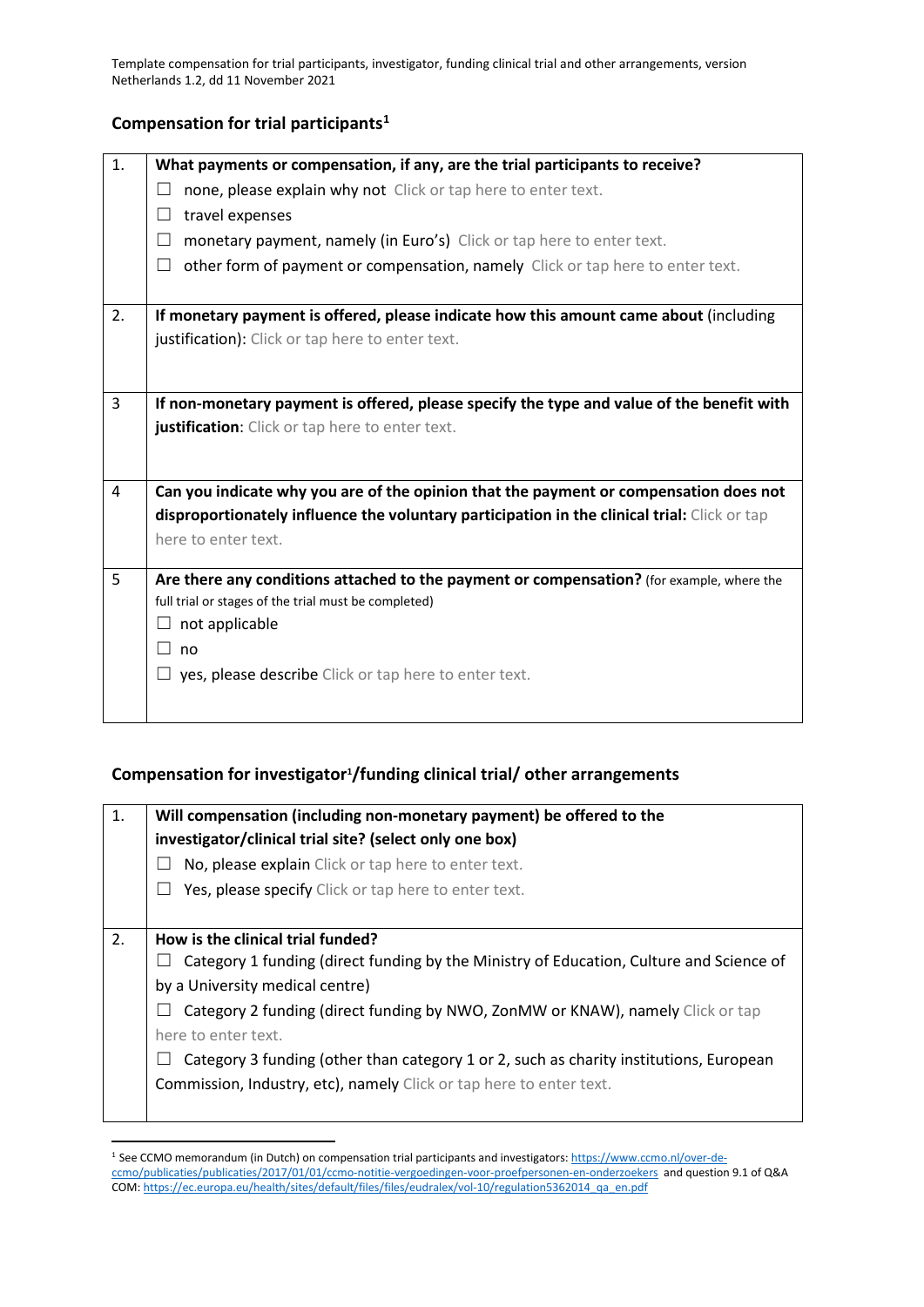Template compensation for trial participants, investigator, funding clinical trial and other arrangements, version Netherlands 1.2, dd 11 November 2021

## Compensation for trial participants[1]

| | |
|---|---|
| 1. | **What payments or compensation, if any, are the trial participants to receive?**<br>☐ none, please explain why not Click or tap here to enter text.<br>☐ travel expenses<br>☐ monetary payment, namely (in Euro's) Click or tap here to enter text.<br>☐ other form of payment or compensation, namely Click or tap here to enter text. |
| 2. | **If monetary payment is offered, please indicate how this amount came about** (including justification): Click or tap here to enter text. |
| 3 | **If non-monetary payment is offered, please specify the type and value of the benefit with justification**: Click or tap here to enter text. |
| 4 | **Can you indicate why you are of the opinion that the payment or compensation does not disproportionately influence the voluntary participation in the clinical trial:** Click or tap here to enter text. |
| 5 | **Are there any conditions attached to the payment or compensation?** (for example, where the full trial or stages of the trial must be completed)<br>☐ not applicable<br>☐ no<br>☐ yes, please describe Click or tap here to enter text. |

## Compensation for investigator[1]/funding clinical trial/ other arrangements

| | |
|---|---|
| 1. | **Will compensation (including non-monetary payment) be offered to the investigator/clinical trial site? (select only one box)**<br>☐ No, please explain Click or tap here to enter text.<br>☐ Yes, please specify Click or tap here to enter text. |
| 2. | **How is the clinical trial funded?**<br>☐ Category 1 funding (direct funding by the Ministry of Education, Culture and Science of by a University medical centre)<br>☐ Category 2 funding (direct funding by NWO, ZonMW or KNAW), namely Click or tap here to enter text.<br>☐ Category 3 funding (other than category 1 or 2, such as charity institutions, European Commission, Industry, etc), namely Click or tap here to enter text. |

[1] See CCMO memorandum (in Dutch) on compensation trial participants and investigators: https://www.ccmo.nl/over-de-ccmo/publicaties/publicaties/2017/01/01/ccmo-notitie-vergoedingen-voor-proefpersonen-en-onderzoekers and question 9.1 of Q&A COM: https://ec.europa.eu/health/sites/default/files/files/eudralex/vol-10/regulation5362014_qa_en.pdf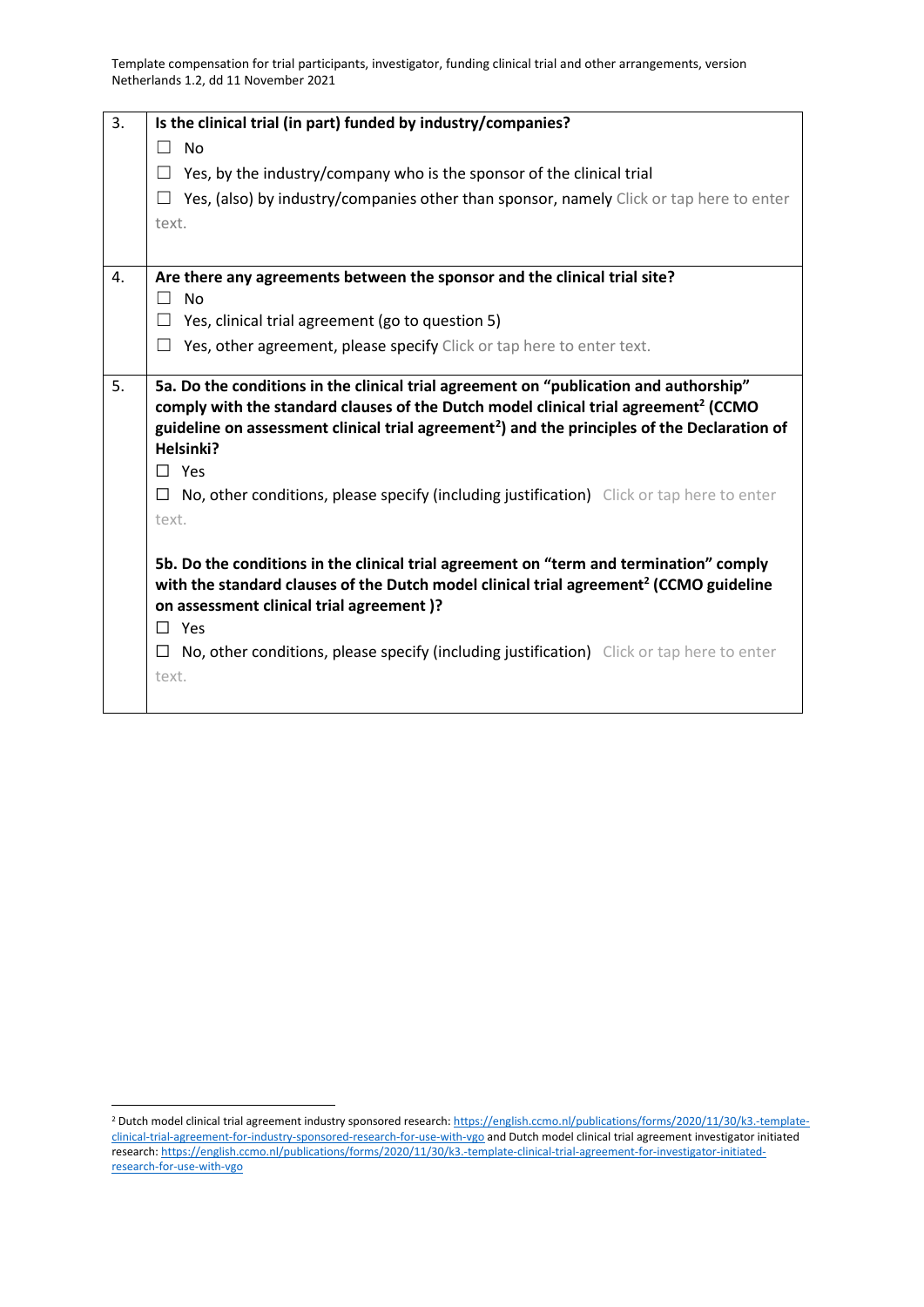| | |
|---|---|
| 3. | **Is the clinical trial (in part) funded by industry/companies?**<br>☐ No<br>☐ Yes, by the industry/company who is the sponsor of the clinical trial<br>☐ Yes, (also) by industry/companies other than sponsor, namely Click or tap here to enter text. |
| 4. | **Are there any agreements between the sponsor and the clinical trial site?**<br>☐ No<br>☐ Yes, clinical trial agreement (go to question 5)<br>☐ Yes, other agreement, please specify Click or tap here to enter text. |
| 5. | **5a. Do the conditions in the clinical trial agreement on "publication and authorship" comply with the standard clauses of the Dutch model clinical trial agreement[2] (CCMO guideline on assessment clinical trial agreement[2]) and the principles of the Declaration of Helsinki?**<br>☐ Yes<br>☐ No, other conditions, please specify (including justification) Click or tap here to enter text.<br><br>**5b. Do the conditions in the clinical trial agreement on "term and termination" comply with the standard clauses of the Dutch model clinical trial agreement[2] (CCMO guideline on assessment clinical trial agreement )?**<br>☐ Yes<br>☐ No, other conditions, please specify (including justification) Click or tap here to enter text. |

[2] Dutch model clinical trial agreement industry sponsored research: https://english.ccmo.nl/publications/forms/2020/11/30/k3.-template-clinical-trial-agreement-for-industry-sponsored-research-for-use-with-vgo and Dutch model clinical trial agreement investigator initiated research: https://english.ccmo.nl/publications/forms/2020/11/30/k3.-template-clinical-trial-agreement-for-investigator-initiated-research-for-use-with-vgo